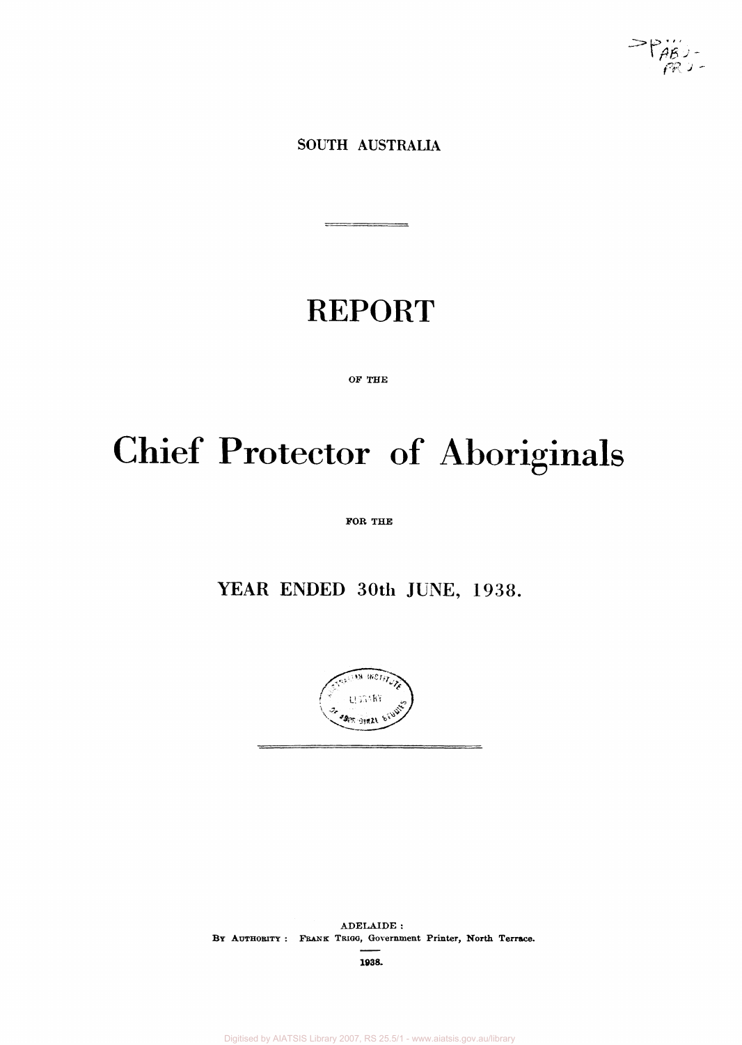SOUTH AUSTRALIA

# REPORT

OF THE

# Chief Protector of Aboriginals

FOR THE

## YEAR ENDED 30th JUNE, 1938.

ADELAIDE :
BY AUTHORITY : FRANK TRIGG, Government Printer, North Terrace.

1938.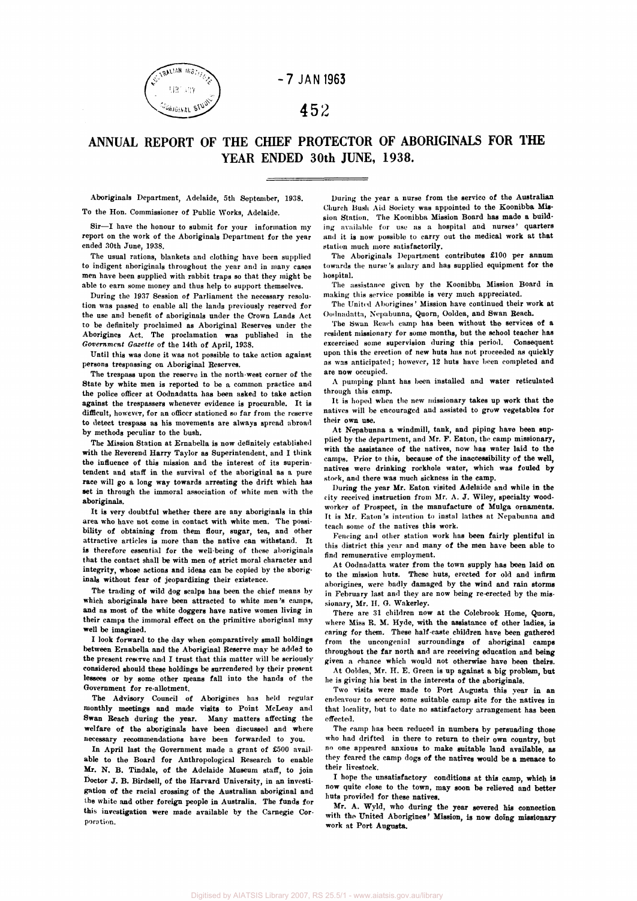# ANNUAL REPORT OF THE CHIEF PROTECTOR OF ABORIGINALS FOR THE YEAR ENDED 30th JUNE, 1938.

Aboriginals Department, Adelaide, 5th September, 1938.

To the Hon. Commissioner of Public Works, Adelaide.

Sir—I have the honour to submit for your information my report on the work of the Aboriginals Department for the year ended 30th June, 1938.

The usual rations, blankets and clothing have been supplied to indigent aboriginals throughout the year and in many cases men have been supplied with rabbit traps so that they might be able to earn some money and thus help to support themselves.

During the 1937 Session of Parliament the necessary resolution was passed to enable all the lands previously reserved for the use and benefit of aboriginals under the Crown Lands Act to be definitely proclaimed as Aboriginal Reserves under the Aborigines Act. The proclamation was published in the *Government Gazette* of the 14th of April, 1938.

Until this was done it was not possible to take action against persons trespassing on Aboriginal Reserves.

The trespass upon the reserve in the north-west corner of the State by white men is reported to be a common practice and the police officer at Oodnadatta has been asked to take action against the trespassers whenever evidence is procurable. It is difficult, however, for an officer stationed so far from the reserve to detect trespass as his movements are always spread abroad by methods peculiar to the bush.

The Mission Station at Ernabella is now definitely established with the Reverend Harry Taylor as Superintendent, and I think the influence of this mission and the interest of its superintendent and staff in the survival of the aboriginal as a pure race will go a long way towards arresting the drift which has set in through the immoral association of white men with the aboriginals.

It is very doubtful whether there are any aboriginals in this area who have not come in contact with white men. The possibility of obtaining from them flour, sugar, tea, and other attractive articles is more than the native can withstand. It is therefore essential for the well-being of these aboriginals that the contact shall be with men of strict moral character and integrity, whose actions and ideas can be copied by the aboriginals without fear of jeopardizing their existence.

The trading of wild dog scalps has been the chief means by which aboriginals have been attracted to white men's camps, and as most of the white doggers have native women living in their camps the immoral effect on the primitive aboriginal may well be imagined.

I look forward to the day when comparatively small holdings between Ernabella and the Aboriginal Reserve may be added to the present reserve and I trust that this matter will be seriously considered should these holdings be surrendered by their present lessees or by some other means fall into the hands of the Government for re-allotment.

The Advisory Council of Aborigines has held regular monthly meetings and made visits to Point McLeay and Swan Reach during the year. Many matters affecting the welfare of the aboriginals have been discussed and where necessary recommendations have been forwarded to you.

In April last the Government made a grant of £500 available to the Board for Anthropological Research to enable Mr. N. B. Tindale, of the Adelaide Museum staff, to join Doctor J. B. Birdsell, of the Harvard University, in an investigation of the racial crossing of the Australian aboriginal and the white and other foreign people in Australia. The funds for this investigation were made available by the Carnegie Corporation.

During the year a nurse from the service of the Australian Church Bush Aid Society was appointed to the Koonibba Mission Station. The Koonibba Mission Board has made a building available for use as a hospital and nurses' quarters and it is now possible to carry out the medical work at that station much more satisfactorily.

The Aboriginals Department contributes £100 per annum towards the nurse's salary and has supplied equipment for the hospital.

The assistance given by the Koonibba Mission Board in making this service possible is very much appreciated.

The United Aborigines' Mission have continued their work at Oodnadatta, Nepabunna, Quorn, Ooldea, and Swan Reach.

The Swan Reach camp has been without the services of a resident missionary for some months, but the school teacher has excercised some supervision during this period. Consequent upon this the erection of new huts has not proceeded as quickly as was anticipated; however, 12 huts have been completed and are now occupied.

A pumping plant has been installed and water reticulated through this camp.

It is hoped when the new missionary takes up work that the natives will be encouraged and assisted to grow vegetables for their own use.

At Nepabunna a windmill, tank, and piping have been supplied by the department, and Mr. F. Eaton, the camp missionary, with the assistance of the natives, now has water laid to the camps. Prior to this, because of the inaccessibility of the well, natives were drinking rockhole water, which was fouled by stock, and there was much sickness in the camp.

During the year Mr. Eaton visited Adelaide and while in the city received instruction from Mr. A. J. Wiley, specialty woodworker of Prospect, in the manufacture of Mulga ornaments. It is Mr. Eaton's intention to instal lathes at Nepabunna and teach some of the natives this work.

Fencing and other station work has been fairly plentiful in this district this year and many of the men have been able to find remunerative employment.

At Oodnadatta water from the town supply has been laid on to the mission huts. These huts, erected for old and infirm aborigines, were badly damaged by the wind and rain storms in February last and they are now being re-erected by the missionary, Mr. H. G. Wakerley.

There are 31 children now at the Colebrook Home, Quorn, where Miss R. M. Hyde, with the assistance of other ladies, is caring for them. These half-caste children have been gathered from the uncongenial surroundings of aboriginal camps throughout the far north and are receiving education and being given a chance which would not otherwise have been theirs.

At Ooldea, Mr. H. E. Green is up against a big problem, but he is giving his best in the interests of the aboriginals.

Two visits were made to Port Augusta this year in an endeavour to secure some suitable camp site for the natives in that locality, but to date no satisfactory arrangement has been effected.

The camp has been reduced in numbers by persuading those who had drifted in there to return to their own country, but no one appeared anxious to make suitable land available, as they feared the camp dogs of the natives would be a menace to their livestock.

I hope the unsatisfactory conditions at this camp, which is now quite close to the town, may soon be relieved and better huts provided for these natives.

Mr. A. Wyld, who during the year severed his connection with the United Aborigines' Mission, is now doing missionary work at Port Augusta.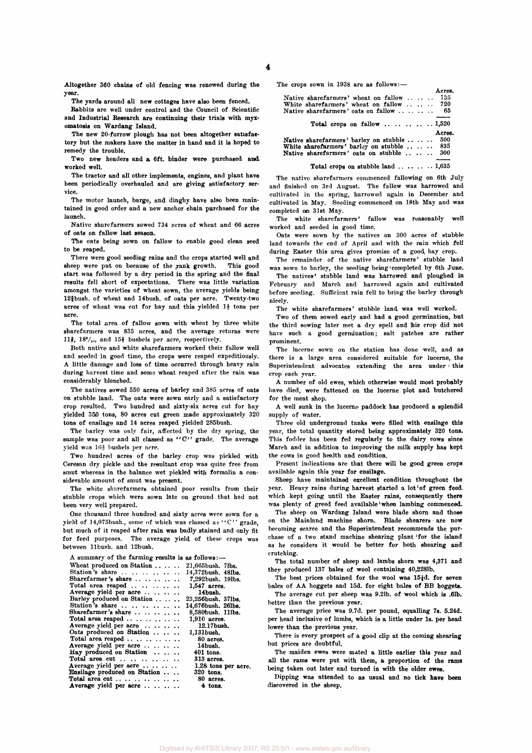Altogether 360 chains of old fencing was renewed during the year.

The yards around all new cottages have also been fenced.

Rabbits are well under control and the Council of Scientific and Industrial Research are continuing their trials with myxomatosis on Wardang Island.

The new 20-furrow plough has not been altogether satisfactory but the makers have the matter in hand and it is hoped to remedy the trouble.

Two new headers and a 6ft. binder were purchased and worked well.

The tractor and all other implements, engines, and plant have been periodically overhauled and are giving satisfactory service.

The motor launch, barge, and dinghy have also been maintained in good order and a new anchor chain purchased for the launch.

Native sharefarmers sowed 734 acres of wheat and 66 acres of oats on fallow last season.

The oats being sown on fallow to enable good clean seed to be reaped.

There were good seeding rains and the crops started well and sheep were put on because of the rank growth. This good start was followed by a dry period in the spring and the final results fell short of expectations. There was little variation amongst the varieties of wheat sown, the average yields being 12¾bush. of wheat and 14bush. of oats per acre. Twenty-two acres of wheat was cut for hay and this yielded 1½ tons per acre.

The total area of fallow sown with wheat by three white sharefarmers was 835 acres, and the average returns were 11⅞, 18³/₁₀, and 15⅞ bushels per acre, respectively.

Both native and white sharefarmers worked their fallow well and seeded in good time, the crops were reaped expeditiously. A little damage and loss of time occurred through heavy rain during harvest time and some wheat reaped after the rain was considerably bleached.

The natives sowed 550 acres of barley and 385 acres of oats on stubble land. The oats were sown early and a satisfactory crop resulted. Two hundred and sixty-six acres cut for hay yielded 350 tons, 80 acres cut green made approximately 320 tons of ensilage and 14 acres reaped yielded 285bush.

The barley was only fair, affected by the dry spring, the sample was poor and all classed as "C" grade. The average yield was 16⅔ bushels per acre.

Two hundred acres of the barley crop was pickled with Ceresan dry pickle and the resultant crop was quite free from smut whereas in the balance wet pickled with formalin a considerable amount of smut was present.

The white sharefarmers obtained poor results from their stubble crops which were sown late on ground that had not been very well prepared.

One thousand three hundred and sixty acres were sown for a yield of 14,075bush., some of which was classed as "C" grade, but much of it reaped after rain was badly stained and only fit for feed purposes. The average yield of these crops was between 11bush. and 12bush.

A summary of the farming results is as follows:—

| | |
|---|---|
| Wheat produced on Station | 21,665bush. 7lbs. |
| Station's share | 14,372bush. 48lbs. |
| Sharefarmer's share | 7,292bush. 19lbs. |
| Total area reaped | 1,547 acres. |
| Average yield per acre | 14bush. |
| Barley produced on Station | 23,256bush. 37lbs. |
| Station's share | 14,676bush. 26lbs. |
| Sharefarmer's share | 8,580bush. 11lbs. |
| Total area reaped | 1,910 acres. |
| Average yield per acre | 12.17bush. |
| Oats produced on Station | 1,131bush. |
| Total area reaped | 80 acres. |
| Average yield per acre | 14bush. |
| Hay produced on Station | 401 tons. |
| Total area cut | 313 acres. |
| Average yield per acre | 1.28 tons per acre. |
| Ensilage produced on Station | 320 tons. |
| Total area cut | 80 acres. |
| Average yield per acre | 4 tons. |

The crops sown in 1938 are as follows:—

| | Acres. |
|---|---|
| Native sharefarmers' wheat on fallow | 735 |
| White sharefarmers' wheat on fallow | 720 |
| Native sharefarmers' oats on fallow | 65 |
| **Total crops on fallow** | **1,520** |

| | Acres. |
|---|---|
| Native sharefarmers' barley on stubble | 500 |
| White sharefarmers' barley on stubble | 835 |
| Native sharefarmers' oats on stubble | 300 |
| **Total crops on stubble land** | **1,635** |

The native sharefarmers commenced fallowing on 6th July and finished on 3rd August. The fallow was harrowed and cultivated in the spring, harrowed again in December and cultivated in May. Seeding commenced on 18th May and was completed on 31st May.

The white sharefarmers' fallow was reasonably well worked and seeded in good time.

Oats were sown by the natives on 300 acres of stubble land towards the end of April and with the rain which fell during Easter this area gives promise of a good hay crop.

The remainder of the native sharefarmers' stubble land was sown to barley, the seeding being completed by 6th June.

The natives' stubble land was harrowed and ploughed in February and March and harrowed again and cultivated before seeding. Sufficient rain fell to bring the barley through nicely.

The white sharefarmers' stubble land was well worked.

Two of them sowed early and had a good germination, but the third sowing later met a dry spell and his crop did not have such a good germination; salt patches are rather prominent.

The lucerne sown on the station has done well, and as there is a large area considered suitable for lucerne, the Superintendent advocates extending the area under this crop each year.

A number of old ewes, which otherwise would most probably have died, were fattened on the lucerne plot and butchered for the meat shop.

A well sunk in the lucerne paddock has produced a splendid supply of water.

Three old underground tanks were filled with ensilage this year, the total quantity stored being approximately 320 tons. This fodder has been fed regularly to the dairy cows since March and in addition to improving the milk supply has kept the cows in good health and condition.

Present indications are that there will be good green crops available again this year for ensilage.

Sheep have maintained excellent condition throughout the year. Heavy rains during harvest started a lot of green feed which kept going until the Easter rains, consequently there was plenty of greed feed available when lambing commenced.

The sheep on Wardang Island were blade shorn and those on the Mainland machine shorn. Blade shearers are now becoming scarce and the Superintendent recommends the purchase of a two stand machine shearing plant for the island as he considers it would be better for both shearing and crutching.

The total number of sheep and lambs shorn was 4,371 and they produced 137 bales of wool containing 40,228lb.

The best prices obtained for the wool was 15½d. for seven bales of AA hoggets and 15d. for eight bales of BB hoggets.

The average cut per sheep was 9.2lb. of wool which is .6lb. better than the previous year.

The average price was 9.7d. per pound, equalling 7s. 5.24d. per head inclusive of lambs, which is a little under 1s. per head lower than the previous year.

There is every prospect of a good clip at the coming shearing but prices are doubtful.

The maiden ewes were mated a little earlier this year and all the rams were put with them, a proportion of the rams being taken out later and turned in with the older ewes.

Dipping was attended to as usual and no tick have been discovered in the sheep.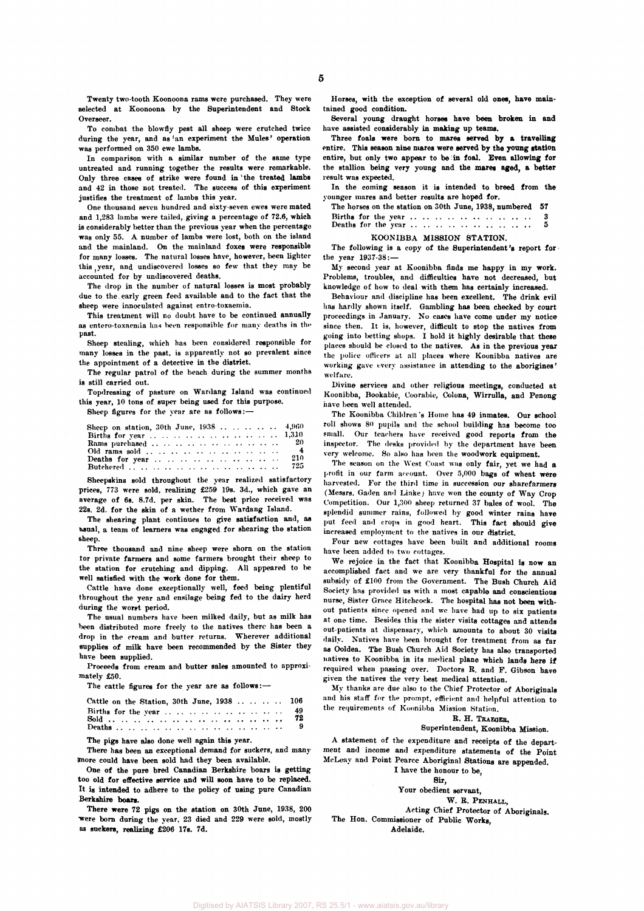Twenty two-tooth Koonoona rams were purchased. They were selected at Koonoona by the Superintendent and Stock Overseer.

To combat the blowfly pest all sheep were crutched twice during the year, and as an experiment the Mules' operation was performed on 350 ewe lambs.

In comparison with a similar number of the same type untreated and running together the results were remarkable. Only three cases of strike were found in the treated lambs and 42 in those not treated. The success of this experiment justifies the treatment of lambs this year.

One thousand seven hundred and sixty-seven ewes were mated and 1,283 lambs were tailed, giving a percentage of 72.6, which is considerably better than the previous year when the percentage was only 55. A number of lambs were lost, both on the island and the mainland. On the mainland foxes were responsible for many losses. The natural losses have, however, been lighter this year, and undiscovered losses so few that they may be accounted for by undiscovered deaths.

The drop in the number of natural losses is most probably due to the early green feed available and to the fact that the sheep were innoculated against entro-toxaemia.

This treatment will no doubt have to be continued annually as entero-toxaemia has been responsible for many deaths in the past.

Sheep stealing, which has been considered responsible for many losses in the past, is apparently not so prevalent since the appointment of a detective in the district.

The regular patrol of the beach during the summer months is still carried out.

Topdressing of pasture on Wardang Island was continued this year, 10 tons of super being used for this purpose.

Sheep figures for the year are as follows:—

| | |
|---|---|
| Sheep on station, 30th June, 1938 | 4,960 |
| Births for year | 1,310 |
| Rams purchased | 20 |
| Old rams sold | 4 |
| Deaths for year | 210 |
| Butchered | 725 |

Sheepskins sold throughout the year realized satisfactory prices, 773 were sold, realizing £259 19s. 3d., which gave an average of 6s. 8.7d. per skin. The best price received was 22s. 2d. for the skin of a wether from Wardang Island.

The shearing plant continues to give satisfaction and, as usual, a team of learners was engaged for shearing the station sheep.

Three thousand and nine sheep were shorn on the station for private farmers and some farmers brought their sheep to the station for crutching and dipping. All appeared to be well satisfied with the work done for them.

Cattle have done exceptionally well, feed being plentiful throughout the year and ensilage being fed to the dairy herd during the worst period.

The usual numbers have been milked daily, but as milk has been distributed more freely to the natives there has been a drop in the cream and butter returns. Wherever additional supplies of milk have been recommended by the Sister they have been supplied.

Proceeds from cream and butter sales amounted to approximately £50.

The cattle figures for the year are as follows:—

| | |
|---|---|
| Cattle on the Station, 30th June, 1938 | 106 |
| Births for the year | 49 |
| Sold | 72 |
| Deaths | 9 |

The pigs have also done well again this year.

There has been an exceptional demand for suckers, and many more could have been sold had they been available.

One of the pure bred Canadian Berkshire boars is getting too old for effective service and will soon have to be replaced. It is intended to adhere to the policy of using pure Canadian Berkshire boars.

There were 72 pigs on the station on 30th June, 1938, 200 were born during the year, 23 died and 229 were sold, mostly as suckers, realizing £206 17s. 7d.

Horses, with the exception of several old ones, have maintained good condition.

Several young draught horses have been broken in and have assisted considerably in making up teams.

Three foals were born to mares served by a travelling entire. This season nine mares were served by the young station entire, but only two appear to be in foal. Even allowing for the stallion being very young and the mares aged, a better result was expected.

In the coming season it is intended to breed from the younger mares and better results are hoped for.

| | |
|---|---|
| The horses on the station on 30th June, 1938, numbered | 57 |
| Births for the year | 3 |
| Deaths for the year | 5 |

## KOONIBBA MISSION STATION.

The following is a copy of the Superintendent's report for the year 1937-38:—

My second year at Koonibba finds me happy in my work. Problems, troubles, and difficulties have not decreased, but knowledge of how to deal with them has certainly increased.

Behaviour and discipline has been excellent. The drink evil has hardly shown itself. Gambling has been checked by court proceedings in January. No cases have come under my notice since then. It is, however, difficult to stop the natives from going into betting shops. I hold it highly desirable that these places should be closed to the natives. As in the previous year the police officers at all places where Koonibba natives are working gave every assistance in attending to the aborigines' welfare.

Divine services and other religious meetings, conducted at Koonibba, Bookabie, Coorabie, Colona, Wirrulla, and Penong have been well attended.

The Koonibba Children's Home has 49 inmates. Our school roll shows 80 pupils and the school building has become too small. Our teachers have received good reports from the inspector. The desks provided by the department have been very welcome. So also has been the woodwork equipment.

The season on the West Coast was only fair, yet we had a profit in our farm account. Over 5,000 bags of wheat were harvested. For the third time in succession our sharefarmers (Messrs. Gaden and Linke) have won the county of Way Crop Competition. Our 1,300 sheep returned 37 bales of wool. The splendid summer rains, followed by good winter rains have put feed and crops in good heart. This fact should give increased employment to the natives in our district.

Four new cottages have been built and additional rooms have been added to two cottages.

We rejoice in the fact that Koonibba Hospital is now an accomplished fact and we are very thankful for the annual subsidy of £100 from the Government. The Bush Church Aid Society has provided us with a most capable and conscientious nurse, Sister Grace Hitchcock. The hospital has not been without patients since opened and we have had up to six patients at one time. Besides this the sister visits cottages and attends out-patients at dispensary, which amounts to about 30 visits daily. Natives have been brought for treatment from as far as Ooldea. The Bush Church Aid Society has also transported natives to Koonibba in its medical plane which lands here if required when passing over. Doctors R. and F. Gibson have given the natives the very best medical attention.

My thanks are due also to the Chief Protector of Aboriginals and his staff for the prompt, efficient and helpful attention to the requirements of Koonibba Mission Station.

R. H. Traeger,
Superintendent, Koonibba Mission.

A statement of the expenditure and receipts of the department and income and expenditure statements of the Point McLeay and Point Pearce Aboriginal Stations are appended.

I have the honour to be,

Sir,

Your obedient servant,

W. R. Penhall,
Acting Chief Protector of Aboriginals.

The Hon. Commissioner of Public Works,
Adelaide.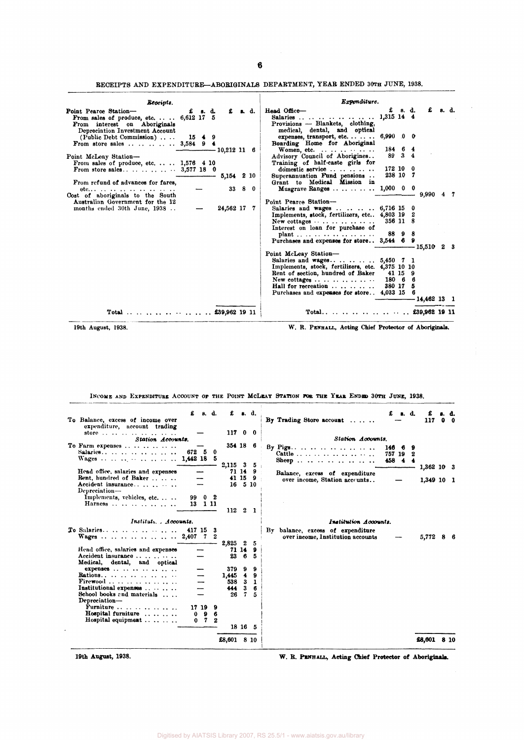## RECEIPTS AND EXPENDITURE—ABORIGINALS DEPARTMENT, YEAR ENDED 30TH JUNE, 1938.

| *Receipts.* | £ s. d. | £ s. d. |
|---|---|---|
| Point Pearce Station— | | |
| From sales of produce, etc. | 6,612 17 5 | |
| From interest on Aboriginals Depreciation Investment Account (Public Debt Commission) | 15 4 9 | |
| From store sales | 3,584 9 4 | |
| | | 10,212 11 6 |
| Point McLeay Station— | | |
| From sales of produce, etc. | 1,576 4 10 | |
| From store sales | 3,577 18 0 | |
| | | 5,154 2 10 |
| From refund of advances for fares, etc. | — | 33 8 0 |
| Cost of aboriginals to the South Australian Government for the 12 months ended 30th June, 1938 | — | 24,562 17 7 |
| Total | | £39,962 19 11 |

| *Expenditure.* | £ s. d. | £ s. d. |
|---|---|---|
| Head Office— | | |
| Salaries | 1,315 14 4 | |
| Provisions — Blankets, clothing, medical, dental, and optical expenses, transport, etc. | 6,990 0 0 | |
| Boarding Home for Aboriginal Women, etc. | 184 6 4 | |
| Advisory Council of Aborigines | 89 3 4 | |
| Training of half-caste girls for domestic service | 172 10 0 | |
| Superannuation Fund pensions | 238 10 7 | |
| Grant to Medical Mission in Musgrave Ranges | 1,000 0 0 | |
| | | 9,990 4 7 |
| Point Pearce Station— | | |
| Salaries and wages | 6,716 15 0 | |
| Implements, stock, fertilizers, etc. | 4,803 19 2 | |
| New cottages | 356 11 8 | |
| Interest on loan for purchase of plant | 88 9 8 | |
| Purchases and expenses for store | 3,544 6 9 | |
| | | 15,510 2 3 |
| Point McLeay Station— | | |
| Salaries and wages | 5,450 7 1 | |
| Implements, stock, fertilizers, etc. | 4,375 10 10 | |
| Rent of section, hundred of Baker | 41 15 9 | |
| New cottages | 180 6 6 | |
| Hall for recreation | 380 17 5 | |
| Purchases and expenses for store | 4,033 15 6 | |
| | | 14,462 13 1 |
| Total | | £39,962 19 11 |

19th August, 1938.

W. R. PENHALL, Acting Chief Protector of Aboriginals.

## INCOME AND EXPENDITURE ACCOUNT OF THE POINT MCLEAY STATION FOR THE YEAR ENDED 30TH JUNE, 1938.

| | £ s. d. | £ s. d. |
|---|---|---|
| To Balance, excess of income over expenditure, account trading store | — | 117 0 0 |
| *Station Accounts.* | | |
| To Farm expenses | — | 354 18 6 |
| Salaries | 672 5 0 | |
| Wages | 1,442 18 5 | |
| | | 2,115 3 5 |
| Head office, salaries and expenses | — | 71 14 9 |
| Rent, hundred of Baker | — | 41 15 9 |
| Accident insurance | — | 16 5 10 |
| Depreciation— | | |
| Implements, vehicles, etc. | 99 0 2 | |
| Harness | 13 1 11 | |
| | | 112 2 1 |
| *Institution Accounts.* | | |
| To Salaries | 417 15 3 | |
| Wages | 2,407 7 2 | |
| | | 2,825 2 5 |
| Head office, salaries and expenses | — | 71 14 9 |
| Accident insurance | — | 23 6 5 |
| Medical, dental, and optical expenses | — | 379 9 9 |
| Rations | — | 1,445 4 9 |
| Firewood | — | 538 3 1 |
| Institutional expenses | — | 444 3 6 |
| School books and materials | — | 26 7 5 |
| Depreciation— | | |
| Furniture | 17 19 9 | |
| Hospital furniture | 0 9 6 | |
| Hospital equipment | 0 7 2 | |
| | | 18 16 5 |
| | | £8,601 8 10 |

| | £ s. d. | £ s. d. |
|---|---|---|
| By Trading Store account | — | 117 0 0 |
| *Station Accounts.* | | |
| By Pigs | 146 6 9 | |
| Cattle | 757 19 2 | |
| Sheep | 458 4 4 | |
| | | 1,362 10 3 |
| Balance, excess of expenditure over income, Station accounts | — | 1,349 10 1 |
| *Institution Accounts.* | | |
| By balance, excess of expenditure over income, Institution accounts | — | 5,772 8 6 |
| | | £8,601 8 10 |

19th August, 1938.

W. R. PENHALL, Acting Chief Protector of Aboriginals.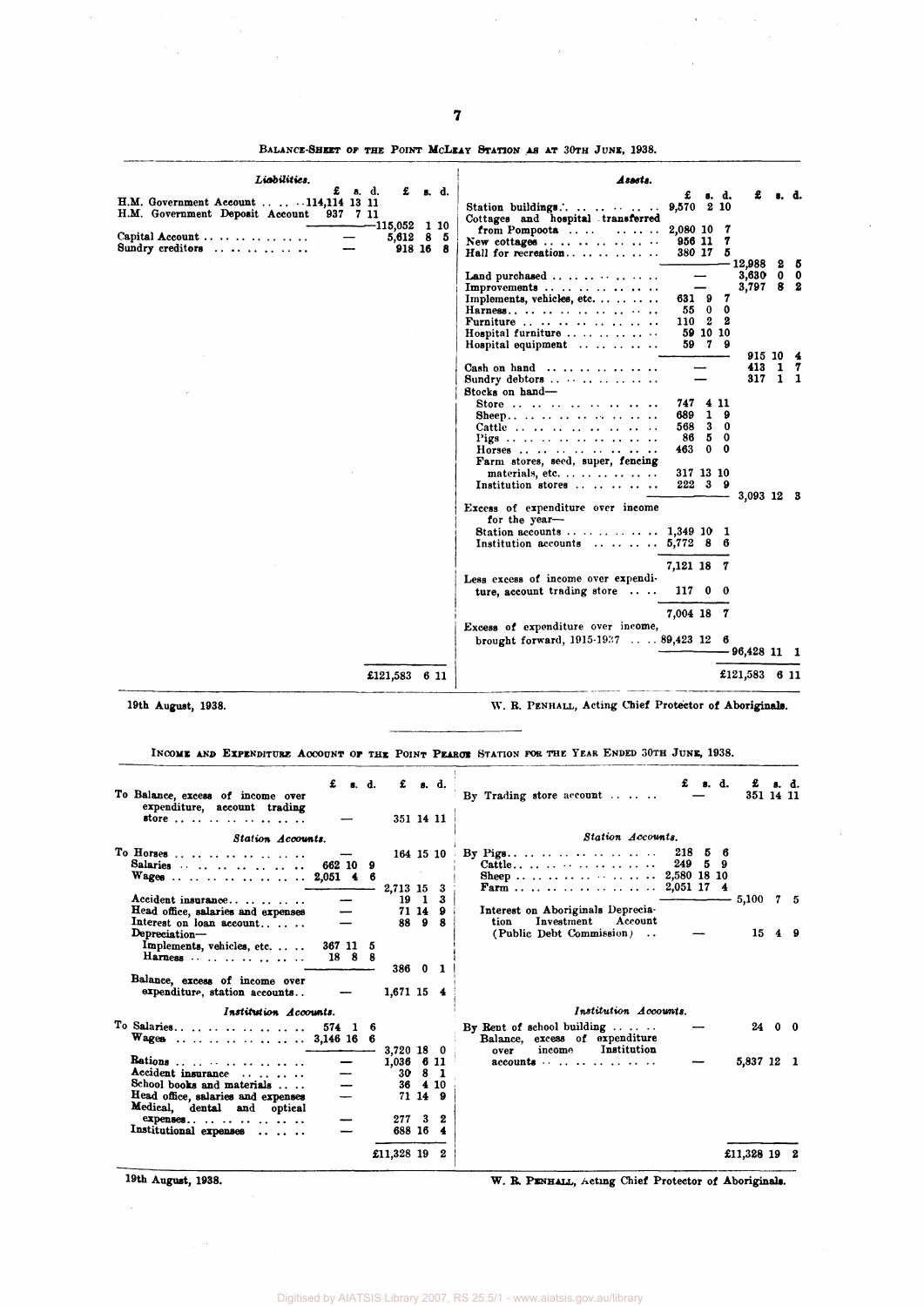BALANCE-SHEET OF THE POINT MCLEAY STATION AS AT 30TH JUNE, 1938.

| *Liabilities.* | £ s. d. | £ s. d. | *Assets.* | £ s. d. | £ s. d. |
|---|---|---|---|---|---|
| H.M. Government Account | 114,114 13 11 | | Station buildings | 9,570 2 10 | |
| H.M. Government Deposit Account | 937 7 11 | | Cottages and hospital transferred from Pompoota | 2,080 10 7 | |
| | | 115,052 1 10 | New cottages | 956 11 7 | |
| Capital Account | — | 5,612 8 5 | Hall for recreation | 380 17 5 | |
| Sundry creditors | — | 918 16 8 | | | 12,988 2 5 |
| | | | Land purchased | — | 3,630 0 0 |
| | | | Improvements | — | 3,797 8 2 |
| | | | Implements, vehicles, etc. | 631 9 7 | |
| | | | Harness | 55 0 0 | |
| | | | Furniture | 110 2 2 | |
| | | | Hospital furniture | 59 10 10 | |
| | | | Hospital equipment | 59 7 9 | |
| | | | | | 915 10 4 |
| | | | Cash on hand | — | 413 1 7 |
| | | | Sundry debtors | — | 317 1 1 |
| | | | Stocks on hand— | | |
| | | | Store | 747 4 11 | |
| | | | Sheep | 689 1 9 | |
| | | | Cattle | 568 3 0 | |
| | | | Pigs | 86 5 0 | |
| | | | Horses | 463 0 0 | |
| | | | Farm stores, seed, super, fencing materials, etc. | 317 13 10 | |
| | | | Institution stores | 222 3 9 | |
| | | | | | 3,093 12 3 |
| | | | Excess of expenditure over income for the year— | | |
| | | | Station accounts | 1,349 10 1 | |
| | | | Institution accounts | 5,772 8 6 | |
| | | | | 7,121 18 7 | |
| | | | Less excess of income over expenditure, account trading store | 117 0 0 | |
| | | | | 7,004 18 7 | |
| | | | Excess of expenditure over income, brought forward, 1915-1937 | 89,423 12 6 | |
| | | | | | 96,428 11 1 |
| | | £121,583 6 11 | | | £121,583 6 11 |

19th August, 1938.

W. R. PENHALL, Acting Chief Protector of Aboriginals.

INCOME AND EXPENDITURE ACCOUNT OF THE POINT PEARCE STATION FOR THE YEAR ENDED 30TH JUNE, 1938.

| | £ s. d. | £ s. d. | | £ s. d. | £ s. d. |
|---|---|---|---|---|---|
| To Balance, excess of income over expenditure, account trading store | — | 351 14 11 | By Trading store account | — | 351 14 11 |
| *Station Accounts.* | | | *Station Accounts.* | | |
| To Horses | — | 164 15 10 | By Pigs | 218 5 6 | |
| Salaries | 662 10 9 | | Cattle | 249 5 9 | |
| Wages | 2,051 4 6 | | Sheep | 2,580 18 10 | |
| | | 2,713 15 3 | Farm | 2,051 17 4 | |
| Accident insurance | — | 19 1 3 | | | 5,100 7 5 |
| Head office, salaries and expenses | — | 71 14 9 | Interest on Aboriginals Depreciation Investment Account (Public Debt Commission) | — | 15 4 9 |
| Interest on loan account | — | 88 9 8 | | | |
| Depreciation— | | | | | |
| Implements, vehicles, etc. | 367 11 5 | | | | |
| Harness | 18 8 8 | | | | |
| | | 386 0 1 | | | |
| Balance, excess of income over expenditure, station accounts | — | 1,671 15 4 | | | |
| *Institution Accounts.* | | | *Institution Accounts.* | | |
| To Salaries | 574 1 6 | | By Rent of school building | — | 24 0 0 |
| Wages | 3,146 16 6 | | Balance, excess of expenditure over income Institution accounts | — | 5,837 12 1 |
| | | 3,720 18 0 | | | |
| Rations | — | 1,036 6 11 | | | |
| Accident insurance | — | 30 8 1 | | | |
| School books and materials | — | 36 4 10 | | | |
| Head office, salaries and expenses | — | 71 14 9 | | | |
| Medical, dental and optical expenses | — | 277 3 2 | | | |
| Institutional expenses | — | 688 16 4 | | | |
| | | £11,328 19 2 | | | £11,328 19 2 |

19th August, 1938.

W. R. PENHALL, Acting Chief Protector of Aboriginals.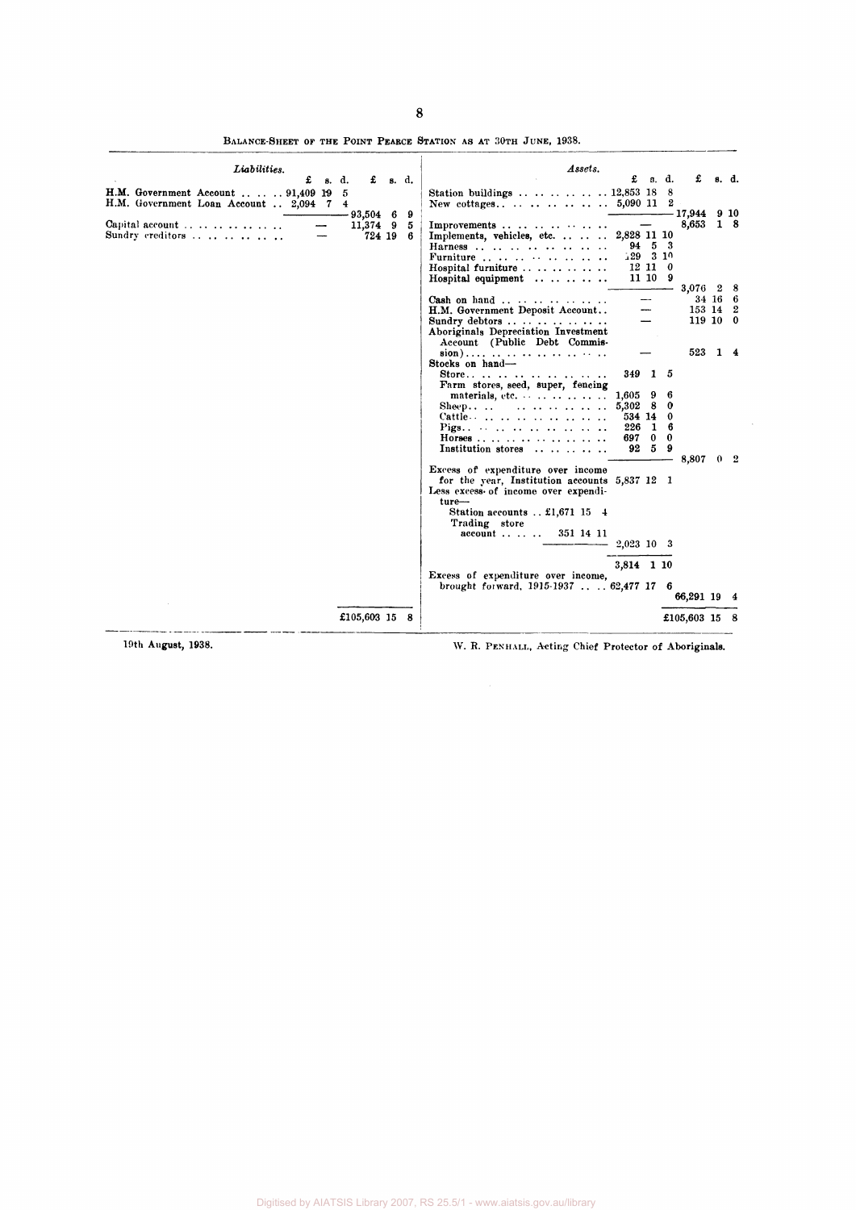BALANCE-SHEET OF THE POINT PEARCE STATION AS AT 30TH JUNE, 1938.

| *Liabilities.* | £ s. d. | £ s. d. |
|---|---|---|
| H.M. Government Account | 91,409 19 5 | |
| H.M. Government Loan Account | 2,094 7 4 | |
| | | 93,504 6 9 |
| Capital account | — | 11,374 9 5 |
| Sundry creditors | — | 724 19 6 |
| | | £105,603 15 8 |

| *Assets.* | £ s. d. | £ s. d. |
|---|---|---|
| Station buildings | 12,853 18 8 | |
| New cottages | 5,090 11 2 | |
| | | 17,944 9 10 |
| Improvements | — | 8,653 1 8 |
| Implements, vehicles, etc. | 2,828 11 10 | |
| Harness | 94 5 3 | |
| Furniture | 129 3 10 | |
| Hospital furniture | 12 11 0 | |
| Hospital equipment | 11 10 9 | |
| | | 3,076 2 8 |
| Cash on hand | — | 34 16 6 |
| H.M. Government Deposit Account | — | 153 14 2 |
| Sundry debtors | — | 119 10 0 |
| Aboriginals Depreciation Investment Account (Public Debt Commission) | — | 523 1 4 |
| Stocks on hand— | | |
| Store | 349 1 5 | |
| Farm stores, seed, super, fencing materials, etc. | 1,605 9 6 | |
| Sheep | 5,302 8 0 | |
| Cattle | 534 14 0 | |
| Pigs | 226 1 6 | |
| Horses | 697 0 0 | |
| Institution stores | 92 5 9 | |
| | | 8,807 0 2 |
| Excess of expenditure over income for the year, Institution accounts | 5,837 12 1 | |
| Less excess of income over expenditure— Station accounts .. £1,671 15 4; Trading store account .. 351 14 11 | 2,023 10 3 | |
| | 3,814 1 10 | |
| Excess of expenditure over income, brought forward, 1915-1937 | 62,477 17 6 | |
| | | 66,291 19 4 |
| | | £105,603 15 8 |

19th August, 1938.

W. R. PENHALL, Acting Chief Protector of Aboriginals.